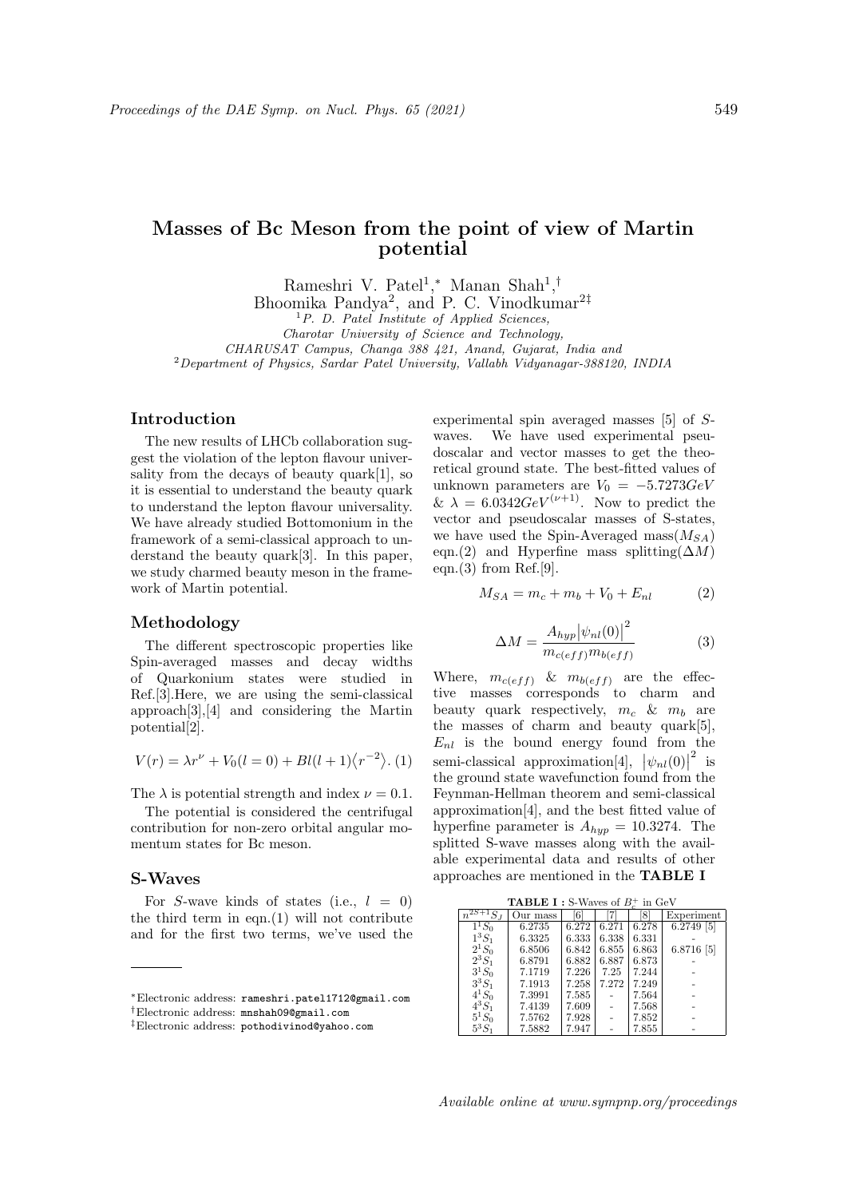# Masses of Bc Meson from the point of view of Martin potential

Rameshri V. Patel[1],* Manan Shah[1],† Bhoomika Pandya[2], and P. C. Vinodkumar[2]‡

[1] *P. D. Patel Institute of Applied Sciences, Charotar University of Science and Technology, CHARUSAT Campus, Changa 388 421, Anand, Gujarat, India and*

[2] *Department of Physics, Sardar Patel University, Vallabh Vidyanagar-388120, INDIA*

## Introduction

The new results of LHCb collaboration suggest the violation of the lepton flavour universality from the decays of beauty quark[1], so it is essential to understand the beauty quark to understand the lepton flavour universality. We have already studied Bottomonium in the framework of a semi-classical approach to understand the beauty quark[3]. In this paper, we study charmed beauty meson in the framework of Martin potential.

## Methodology

The different spectroscopic properties like Spin-averaged masses and decay widths of Quarkonium states were studied in Ref.[3].Here, we are using the semi-classical approach[3],[4] and considering the Martin potential[2].

$$V(r) = \lambda r^{\nu} + V_0(l=0) + Bl(l+1)\langle r^{-2}\rangle. \quad (1)$$

The $\lambda$ is potential strength and index $\nu = 0.1$.

The potential is considered the centrifugal contribution for non-zero orbital angular momentum states for Bc meson.

## S-Waves

For $S$-wave kinds of states (i.e., $l = 0$) the third term in eqn.(1) will not contribute and for the first two terms, we've used the experimental spin averaged masses [5] of $S$-waves. We have used experimental pseudoscalar and vector masses to get the theoretical ground state. The best-fitted values of unknown parameters are $V_0 = -5.7273 GeV$ & $\lambda = 6.0342 GeV^{(\nu+1)}$. Now to predict the vector and pseudoscalar masses of S-states, we have used the Spin-Averaged mass($M_{SA}$) eqn.(2) and Hyperfine mass splitting($\Delta M$) eqn.(3) from Ref.[9].

$$M_{SA} = m_c + m_b + V_0 + E_{nl} \quad (2)$$

$$\Delta M = \frac{A_{hyp}\left|\psi_{nl}(0)\right|^2}{m_{c(eff)} m_{b(eff)}} \quad (3)$$

Where, $m_{c(eff)}$ & $m_{b(eff)}$ are the effective masses corresponds to charm and beauty quark respectively, $m_c$ & $m_b$ are the masses of charm and beauty quark[5], $E_{nl}$ is the bound energy found from the semi-classical approximation[4], $\left|\psi_{nl}(0)\right|^2$ is the ground state wavefunction found from the Feynman-Hellman theorem and semi-classical approximation[4], and the best fitted value of hyperfine parameter is $A_{hyp} = 10.3274$. The splitted S-wave masses along with the available experimental data and results of other approaches are mentioned in the **TABLE I**

**TABLE I :** S-Waves of $B_c^+$ in GeV

| $n^{2S+1}S_J$ | Our mass | [6] | [7] | [8] | Experiment |
|---|---|---|---|---|---|
| $1^1S_0$ | 6.2735 | 6.272 | 6.271 | 6.278 | 6.2749 [5] |
| $1^3S_1$ | 6.3325 | 6.333 | 6.338 | 6.331 | - |
| $2^1S_0$ | 6.8506 | 6.842 | 6.855 | 6.863 | 6.8716 [5] |
| $2^3S_1$ | 6.8791 | 6.882 | 6.887 | 6.873 | - |
| $3^1S_0$ | 7.1719 | 7.226 | 7.25 | 7.244 | - |
| $3^3S_1$ | 7.1913 | 7.258 | 7.272 | 7.249 | - |
| $4^1S_0$ | 7.3991 | 7.585 | - | 7.564 | - |
| $4^3S_1$ | 7.4139 | 7.609 | - | 7.568 | - |
| $5^1S_0$ | 7.5762 | 7.928 | - | 7.852 | - |
| $5^3S_1$ | 7.5882 | 7.947 | - | 7.855 | - |

---

*Electronic address: rameshri.patel1712@gmail.com

†Electronic address: mnshah09@gmail.com

‡Electronic address: pothodivinod@yahoo.com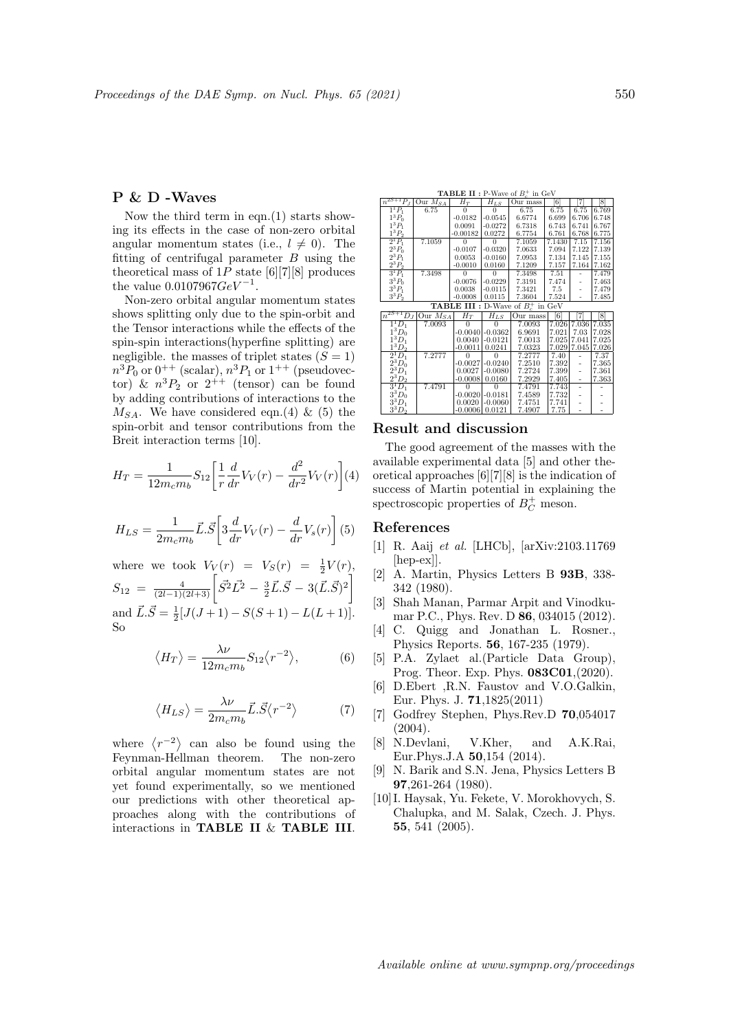## P & D -Waves

Now the third term in eqn.(1) starts showing its effects in the case of non-zero orbital angular momentum states (i.e., $l \neq 0$). The fitting of centrifugal parameter $B$ using the theoretical mass of $1P$ state [6][7][8] produces the value $0.0107967 GeV^{-1}$.

Non-zero orbital angular momentum states shows splitting only due to the spin-orbit and the Tensor interactions while the effects of the spin-spin interactions(hyperfine splitting) are negligible. the masses of triplet states ($S = 1$) $n^3P_0$ or $0^{++}$ (scalar), $n^3P_1$ or $1^{++}$ (pseudovector) & $n^3P_2$ or $2^{++}$ (tensor) can be found by adding contributions of interactions to the $M_{SA}$. We have considered eqn.(4) & (5) the spin-orbit and tensor contributions from the Breit interaction terms [10].

$$H_T = \frac{1}{12 m_c m_b} S_{12} \left[ \frac{1}{r} \frac{d}{dr} V_V(r) - \frac{d^2}{dr^2} V_V(r) \right] (4)$$

$$H_{LS} = \frac{1}{2 m_c m_b} \vec{L}.\vec{S} \left[ 3 \frac{d}{dr} V_V(r) - \frac{d}{dr} V_s(r) \right] (5)$$

where we took $V_V(r) = V_S(r) = \frac{1}{2} V(r)$, $S_{12} = \frac{4}{(2l-1)(2l+3)} \left[ \vec{S}^2 \vec{L}^2 - \frac{3}{2} \vec{L}.\vec{S} - 3(\vec{L}.\vec{S})^2 \right]$ and $\vec{L}.\vec{S} = \frac{1}{2}[J(J+1) - S(S+1) - L(L+1)]$. So

$$\langle H_T \rangle = \frac{\lambda \nu}{12 m_c m_b} S_{12} \langle r^{-2} \rangle, \qquad (6)$$

$$\langle H_{LS} \rangle = \frac{\lambda \nu}{2 m_c m_b} \vec{L}.\vec{S} \langle r^{-2} \rangle \qquad (7)$$

where $\langle r^{-2} \rangle$ can also be found using the Feynman-Hellman theorem. The non-zero orbital angular momentum states are not yet found experimentally, so we mentioned our predictions with other theoretical approaches along with the contributions of interactions in **TABLE II** & **TABLE III**.

**TABLE II** : P-Wave of $B_c^+$ in GeV

| $n^{2S+1}P_J$ | Our $M_{SA}$ | $H_T$ | $H_{LS}$ | Our mass | [6] | [7] | [8] |
|---|---|---|---|---|---|---|---|
| $1^1P_1$ | 6.75 | 0 | 0 | 6.75 | 6.75 | 6.75 | 6.769 |
| $1^3P_0$ | | -0.0182 | -0.0545 | 6.6774 | 6.699 | 6.706 | 6.748 |
| $1^3P_1$ | | 0.0091 | -0.0272 | 6.7318 | 6.743 | 6.741 | 6.767 |
| $1^3P_2$ | | -0.00182 | 0.0272 | 6.7754 | 6.761 | 6.768 | 6.775 |
| $2^1P_1$ | 7.1059 | 0 | 0 | 7.1059 | 7.1430 | 7.15 | 7.156 |
| $2^3P_0$ | | -0.0107 | -0.0320 | 7.0633 | 7.094 | 7.122 | 7.139 |
| $2^3P_1$ | | 0.0053 | -0.0160 | 7.0953 | 7.134 | 7.145 | 7.155 |
| $2^3P_2$ | | -0.0010 | 0.0160 | 7.1209 | 7.157 | 7.164 | 7.162 |
| $3^1P_1$ | 7.3498 | 0 | 0 | 7.3498 | 7.51 | - | 7.479 |
| $3^3P_0$ | | -0.0076 | -0.0229 | 7.3191 | 7.474 | - | 7.463 |
| $3^3P_1$ | | 0.0038 | -0.0115 | 7.3421 | 7.5 | - | 7.479 |
| $3^3P_2$ | | -0.0008 | 0.0115 | 7.3604 | 7.524 | - | 7.485 |

**TABLE III** : D-Wave of $B_c^+$ in GeV

| $n^{2S+1}D_J$ | Our $M_{SA}$ | $H_T$ | $H_{LS}$ | Our mass | [6] | [7] | [8] |
|---|---|---|---|---|---|---|---|
| $1^1D_1$ | 7.0093 | 0 | 0 | 7.0093 | 7.026 | 7.036 | 7.035 |
| $1^3D_0$ | | -0.0040 | -0.0362 | 6.9691 | 7.021 | 7.03 | 7.028 |
| $1^3D_1$ | | 0.0040 | -0.0121 | 7.0013 | 7.025 | 7.041 | 7.025 |
| $1^3D_2$ | | -0.0011 | 0.0241 | 7.0323 | 7.029 | 7.045 | 7.026 |
| $2^1D_1$ | 7.2777 | 0 | 0 | 7.2777 | 7.40 | - | 7.37 |
| $2^3D_0$ | | -0.0027 | -0.0240 | 7.2510 | 7.392 | - | 7.365 |
| $2^3D_1$ | | 0.0027 | -0.0080 | 7.2724 | 7.399 | - | 7.361 |
| $2^3D_2$ | | -0.0008 | 0.0160 | 7.2929 | 7.405 | - | 7.363 |
| $3^1D_1$ | 7.4791 | 0 | 0 | 7.4791 | 7.743 | - | - |
| $3^3D_0$ | | -0.0020 | -0.0181 | 7.4589 | 7.732 | - | - |
| $3^3D_1$ | | 0.0020 | -0.0060 | 7.4751 | 7.741 | - | - |
| $3^3D_2$ | | -0.0006 | 0.0121 | 7.4907 | 7.75 | - | - |

## Result and discussion

The good agreement of the masses with the available experimental data [5] and other theoretical approaches [6][7][8] is the indication of success of Martin potential in explaining the spectroscopic properties of $B_C^+$ meson.

## References

- [1] R. Aaij *et al.* [LHCb], [arXiv:2103.11769 [hep-ex]].
- [2] A. Martin, Physics Letters B **93B**, 338-342 (1980).
- [3] Shah Manan, Parmar Arpit and Vinodkumar P.C., Phys. Rev. D **86**, 034015 (2012).
- [4] C. Quigg and Jonathan L. Rosner., Physics Reports. **56**, 167-235 (1979).
- [5] P.A. Zylaet al.(Particle Data Group), Prog. Theor. Exp. Phys. **083C01**,(2020).
- [6] D.Ebert ,R.N. Faustov and V.O.Galkin, Eur. Phys. J. **71**,1825(2011)
- [7] Godfrey Stephen, Phys.Rev.D **70**,054017 (2004).
- [8] N.Devlani, V.Kher, and A.K.Rai, Eur.Phys.J.A **50**,154 (2014).
- [9] N. Barik and S.N. Jena, Physics Letters B **97**,261-264 (1980).
- [10] I. Haysak, Yu. Fekete, V. Morokhovych, S. Chalupka, and M. Salak, Czech. J. Phys. **55**, 541 (2005).